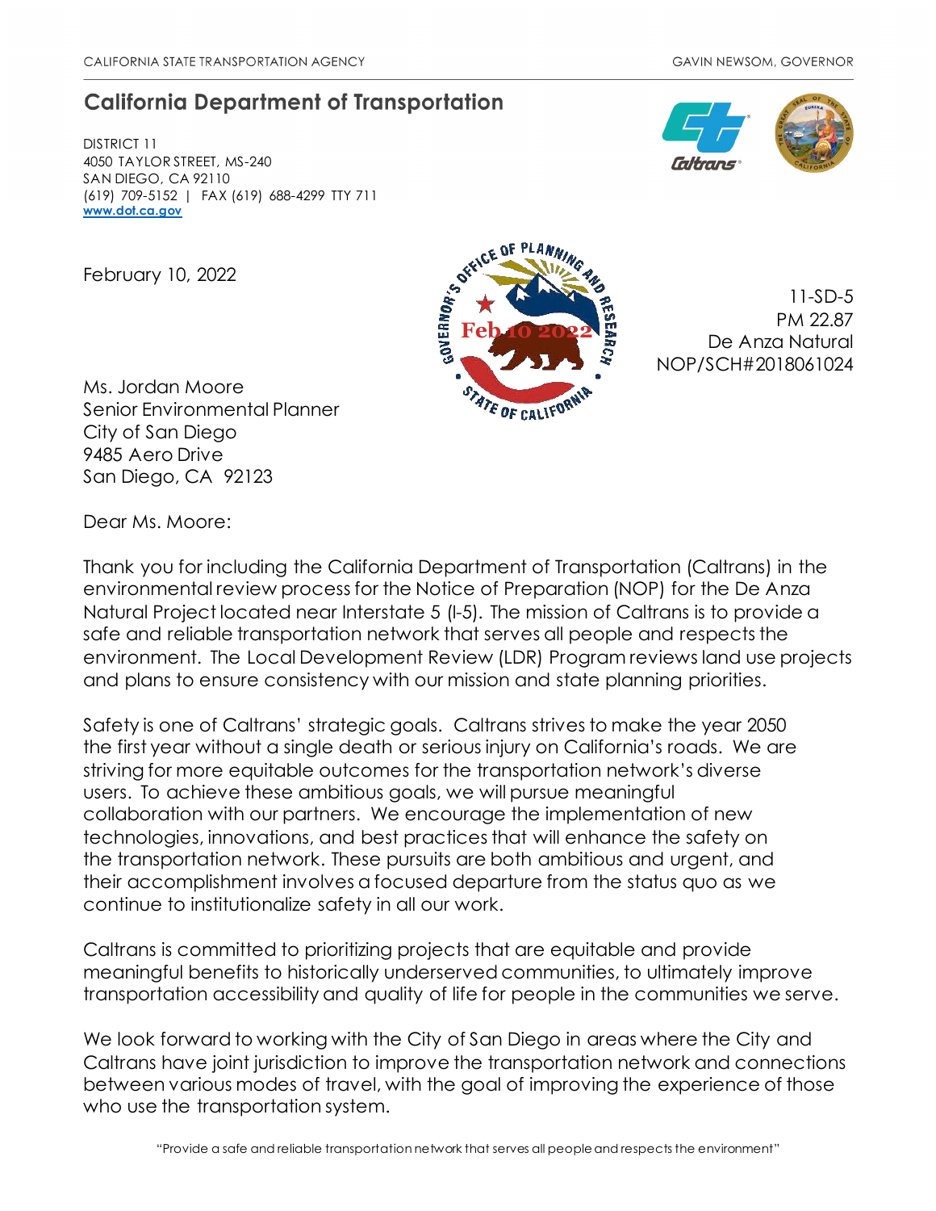CALIFORNIA STATE TRANSPORTATION AGENCY — GAVIN NEWSOM, GOVERNOR

# California Department of Transportation

DISTRICT 11
4050 TAYLOR STREET, MS-240
SAN DIEGO, CA 92110
(619) 709-5152 | FAX (619) 688-4299 TTY 711
**www.dot.ca.gov**

February 10, 2022

GOVERNOR'S OFFICE OF PLANNING AND RESEARCH
Feb 10 2022
STATE OF CALIFORNIA

11-SD-5
PM 22.87
De Anza Natural
NOP/SCH#2018061024

Ms. Jordan Moore
Senior Environmental Planner
City of San Diego
9485 Aero Drive
San Diego, CA 92123

Dear Ms. Moore:

Thank you for including the California Department of Transportation (Caltrans) in the environmental review process for the Notice of Preparation (NOP) for the De Anza Natural Project located near Interstate 5 (I-5). The mission of Caltrans is to provide a safe and reliable transportation network that serves all people and respects the environment. The Local Development Review (LDR) Program reviews land use projects and plans to ensure consistency with our mission and state planning priorities.

Safety is one of Caltrans' strategic goals. Caltrans strives to make the year 2050 the first year without a single death or serious injury on California's roads. We are striving for more equitable outcomes for the transportation network's diverse users. To achieve these ambitious goals, we will pursue meaningful collaboration with our partners. We encourage the implementation of new technologies, innovations, and best practices that will enhance the safety on the transportation network. These pursuits are both ambitious and urgent, and their accomplishment involves a focused departure from the status quo as we continue to institutionalize safety in all our work.

Caltrans is committed to prioritizing projects that are equitable and provide meaningful benefits to historically underserved communities, to ultimately improve transportation accessibility and quality of life for people in the communities we serve.

We look forward to working with the City of San Diego in areas where the City and Caltrans have joint jurisdiction to improve the transportation network and connections between various modes of travel, with the goal of improving the experience of those who use the transportation system.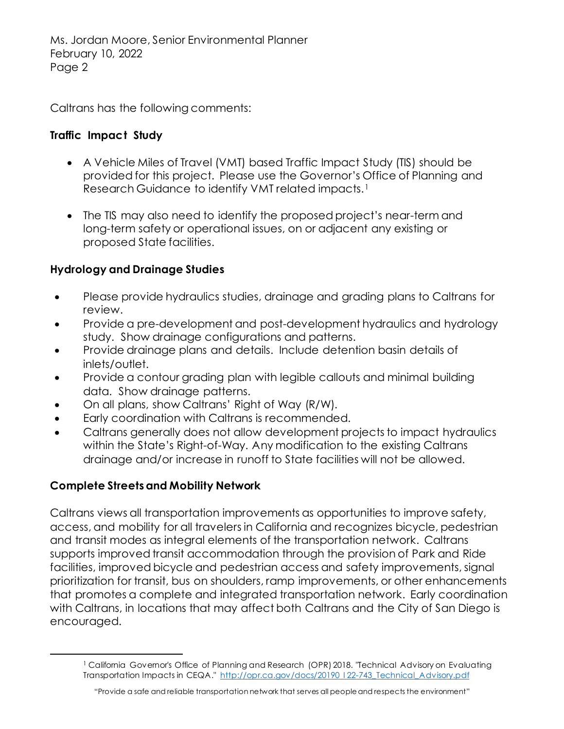Caltrans has the following comments:

**Traffic Impact Study**

- A Vehicle Miles of Travel (VMT) based Traffic Impact Study (TIS) should be provided for this project. Please use the Governor's Office of Planning and Research Guidance to identify VMT related impacts.[1]

- The TIS may also need to identify the proposed project's near-term and long-term safety or operational issues, on or adjacent any existing or proposed State facilities.

**Hydrology and Drainage Studies**

- Please provide hydraulics studies, drainage and grading plans to Caltrans for review.
- Provide a pre-development and post-development hydraulics and hydrology study. Show drainage configurations and patterns.
- Provide drainage plans and details. Include detention basin details of inlets/outlet.
- Provide a contour grading plan with legible callouts and minimal building data. Show drainage patterns.
- On all plans, show Caltrans' Right of Way (R/W).
- Early coordination with Caltrans is recommended.
- Caltrans generally does not allow development projects to impact hydraulics within the State's Right-of-Way. Any modification to the existing Caltrans drainage and/or increase in runoff to State facilities will not be allowed.

**Complete Streets and Mobility Network**

Caltrans views all transportation improvements as opportunities to improve safety, access, and mobility for all travelers in California and recognizes bicycle, pedestrian and transit modes as integral elements of the transportation network. Caltrans supports improved transit accommodation through the provision of Park and Ride facilities, improved bicycle and pedestrian access and safety improvements, signal prioritization for transit, bus on shoulders, ramp improvements, or other enhancements that promotes a complete and integrated transportation network. Early coordination with Caltrans, in locations that may affect both Caltrans and the City of San Diego is encouraged.

---

[1] California Governor's Office of Planning and Research (OPR) 2018. "Technical Advisory on Evaluating Transportation Impacts in CEQA." http://opr.ca.gov/docs/20190122-743_Technical_Advisory.pdf

"Provide a safe and reliable transportation network that serves all people and respects the environment"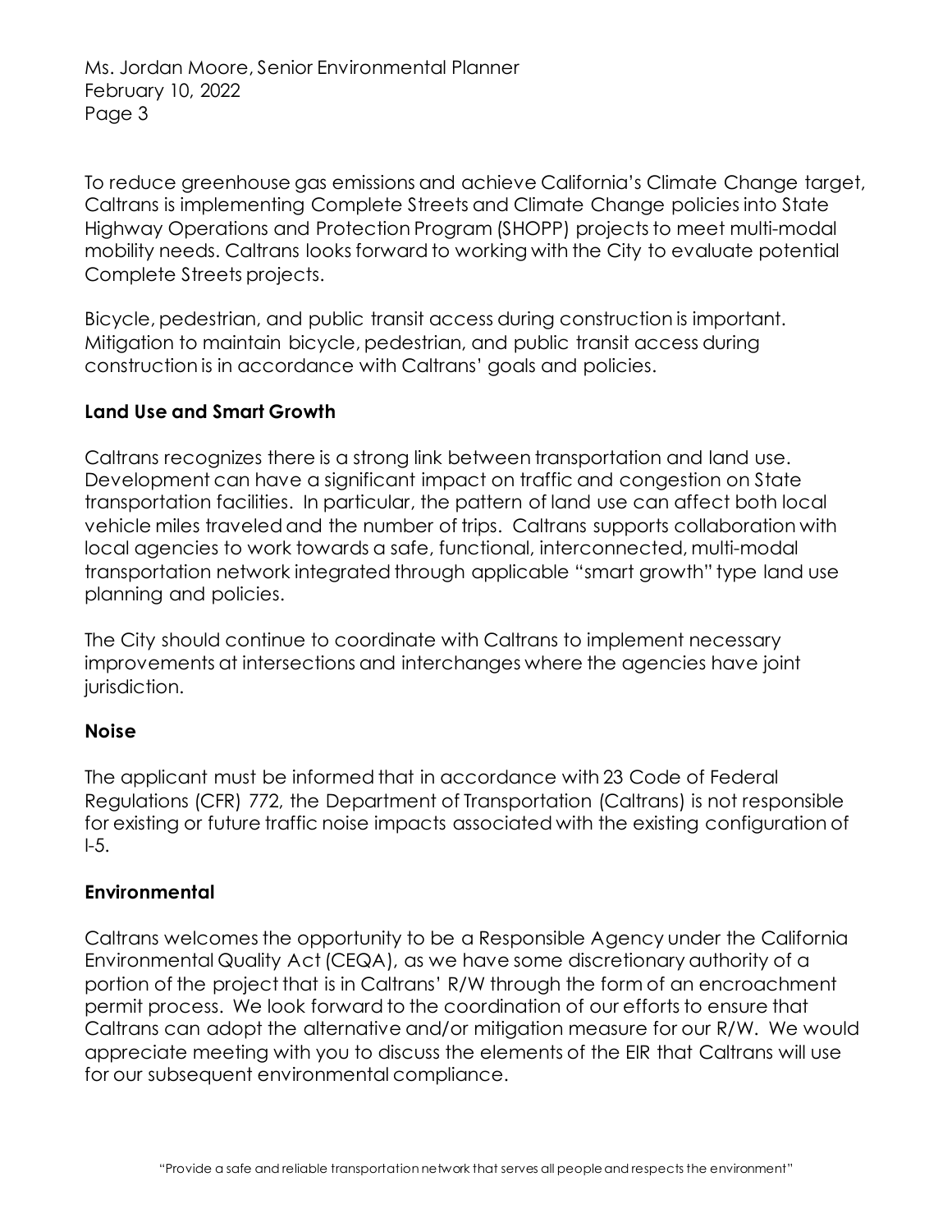To reduce greenhouse gas emissions and achieve California's Climate Change target, Caltrans is implementing Complete Streets and Climate Change policies into State Highway Operations and Protection Program (SHOPP) projects to meet multi-modal mobility needs. Caltrans looks forward to working with the City to evaluate potential Complete Streets projects.

Bicycle, pedestrian, and public transit access during construction is important. Mitigation to maintain bicycle, pedestrian, and public transit access during construction is in accordance with Caltrans' goals and policies.

**Land Use and Smart Growth**

Caltrans recognizes there is a strong link between transportation and land use. Development can have a significant impact on traffic and congestion on State transportation facilities. In particular, the pattern of land use can affect both local vehicle miles traveled and the number of trips. Caltrans supports collaboration with local agencies to work towards a safe, functional, interconnected, multi-modal transportation network integrated through applicable "smart growth" type land use planning and policies.

The City should continue to coordinate with Caltrans to implement necessary improvements at intersections and interchanges where the agencies have joint jurisdiction.

**Noise**

The applicant must be informed that in accordance with 23 Code of Federal Regulations (CFR) 772, the Department of Transportation (Caltrans) is not responsible for existing or future traffic noise impacts associated with the existing configuration of I-5.

**Environmental**

Caltrans welcomes the opportunity to be a Responsible Agency under the California Environmental Quality Act (CEQA), as we have some discretionary authority of a portion of the project that is in Caltrans' R/W through the form of an encroachment permit process. We look forward to the coordination of our efforts to ensure that Caltrans can adopt the alternative and/or mitigation measure for our R/W. We would appreciate meeting with you to discuss the elements of the EIR that Caltrans will use for our subsequent environmental compliance.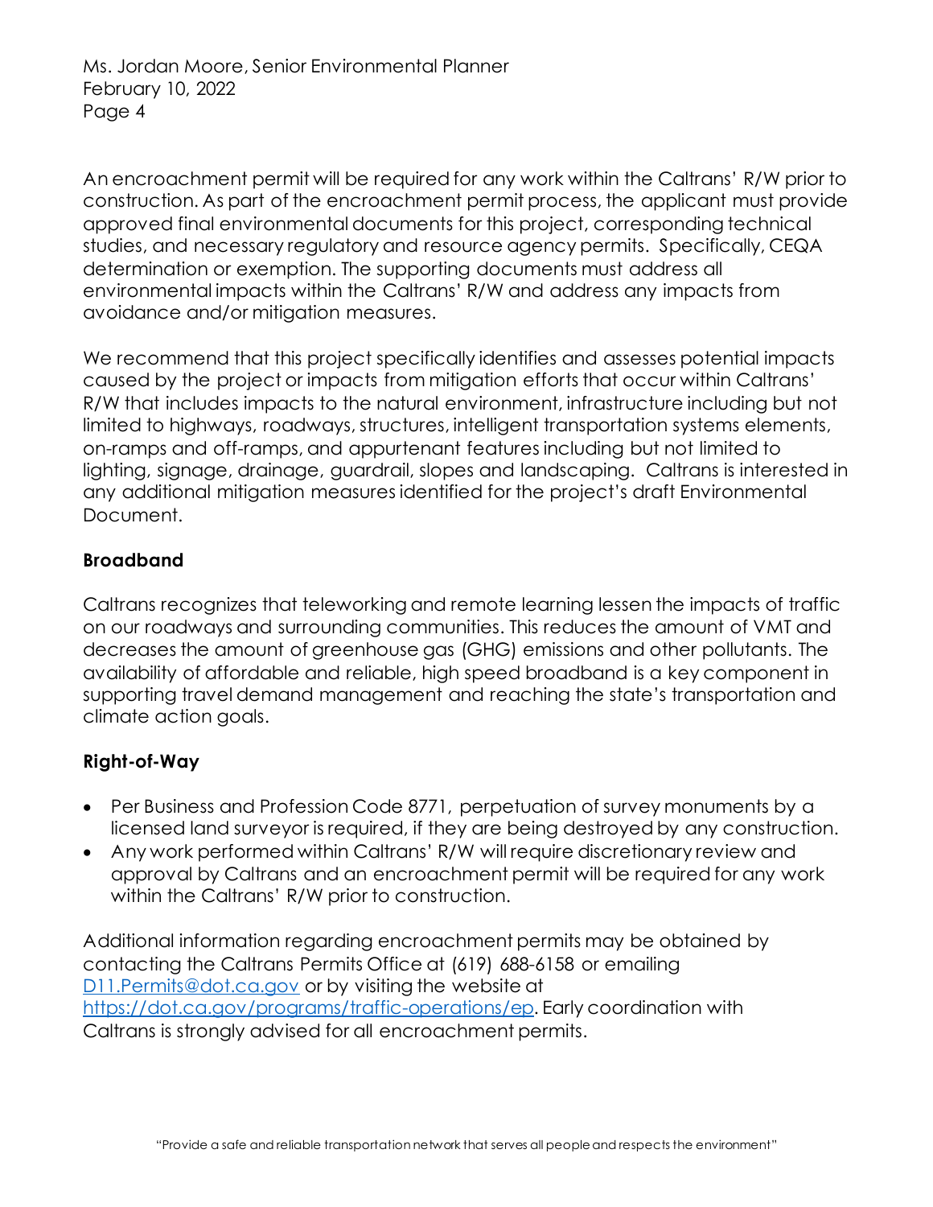An encroachment permit will be required for any work within the Caltrans' R/W prior to construction. As part of the encroachment permit process, the applicant must provide approved final environmental documents for this project, corresponding technical studies, and necessary regulatory and resource agency permits. Specifically, CEQA determination or exemption. The supporting documents must address all environmental impacts within the Caltrans' R/W and address any impacts from avoidance and/or mitigation measures.

We recommend that this project specifically identifies and assesses potential impacts caused by the project or impacts from mitigation efforts that occur within Caltrans' R/W that includes impacts to the natural environment, infrastructure including but not limited to highways, roadways, structures, intelligent transportation systems elements, on-ramps and off-ramps, and appurtenant features including but not limited to lighting, signage, drainage, guardrail, slopes and landscaping. Caltrans is interested in any additional mitigation measures identified for the project's draft Environmental Document.

**Broadband**

Caltrans recognizes that teleworking and remote learning lessen the impacts of traffic on our roadways and surrounding communities. This reduces the amount of VMT and decreases the amount of greenhouse gas (GHG) emissions and other pollutants. The availability of affordable and reliable, high speed broadband is a key component in supporting travel demand management and reaching the state's transportation and climate action goals.

**Right-of-Way**

- Per Business and Profession Code 8771, perpetuation of survey monuments by a licensed land surveyor is required, if they are being destroyed by any construction.
- Any work performed within Caltrans' R/W will require discretionary review and approval by Caltrans and an encroachment permit will be required for any work within the Caltrans' R/W prior to construction.

Additional information regarding encroachment permits may be obtained by contacting the Caltrans Permits Office at (619) 688-6158 or emailing D11.Permits@dot.ca.gov or by visiting the website at https://dot.ca.gov/programs/traffic-operations/ep. Early coordination with Caltrans is strongly advised for all encroachment permits.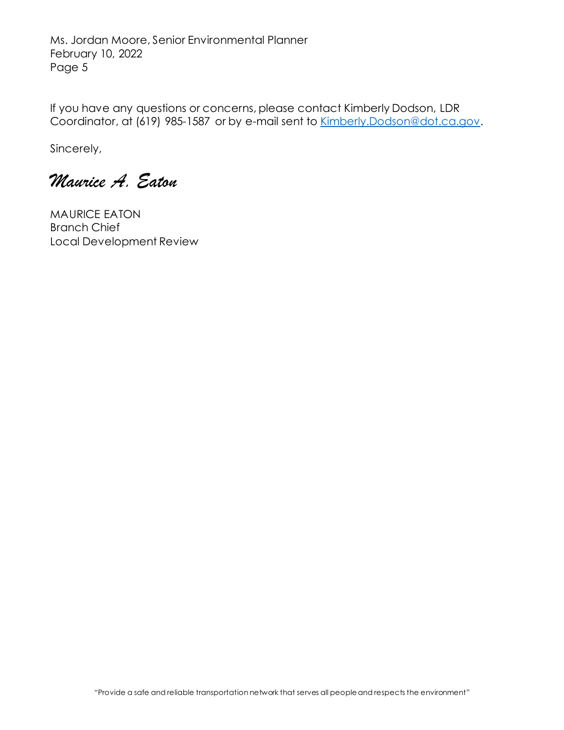If you have any questions or concerns, please contact Kimberly Dodson, LDR Coordinator, at (619) 985-1587 or by e-mail sent to [Kimberly.Dodson@dot.ca.gov](mailto:Kimberly.Dodson@dot.ca.gov).

Sincerely,

*Maurice A. Eaton*

MAURICE EATON
Branch Chief
Local Development Review